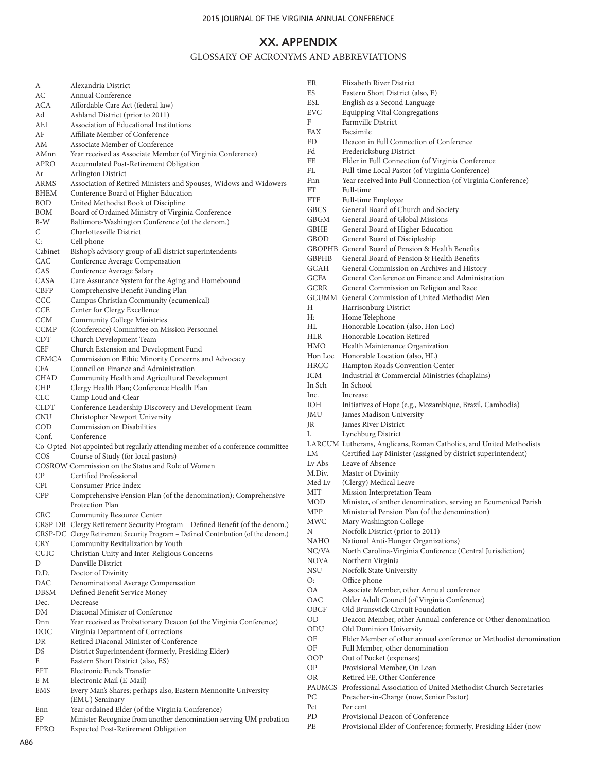## XX. APPENDIX

### GLOSSARY OF ACRONYMS AND ABBREVIATIONS

| | |
|---|---|
| A | Alexandria District |
| AC | Annual Conference |
| ACA | Affordable Care Act (federal law) |
| Ad | Ashland District (prior to 2011) |
| AEI | Association of Educational Institutions |
| AF | Affiliate Member of Conference |
| AM | Associate Member of Conference |
| AMnn | Year received as Associate Member (of Virginia Conference) |
| APRO | Accumulated Post-Retirement Obligation |
| Ar | Arlington District |
| ARMS | Association of Retired Ministers and Spouses, Widows and Widowers |
| BHEM | Conference Board of Higher Education |
| BOD | United Methodist Book of Discipline |
| BOM | Board of Ordained Ministry of Virginia Conference |
| B-W | Baltimore-Washington Conference (of the denom.) |
| C | Charlottesville District |
| C: | Cell phone |
| Cabinet | Bishop's advisory group of all district superintendents |
| CAC | Conference Average Compensation |
| CAS | Conference Average Salary |
| CASA | Care Assurance System for the Aging and Homebound |
| CBFP | Comprehensive Benefit Funding Plan |
| CCC | Campus Christian Community (ecumenical) |
| CCE | Center for Clergy Excellence |
| CCM | Community College Ministries |
| CCMP | (Conference) Committee on Mission Personnel |
| CDT | Church Development Team |
| CEF | Church Extension and Development Fund |
| CEMCA | Commission on Ethic Minority Concerns and Advocacy |
| CFA | Council on Finance and Administration |
| CHAD | Community Health and Agricultural Development |
| CHP | Clergy Health Plan; Conference Health Plan |
| CLC | Camp Loud and Clear |
| CLDT | Conference Leadership Discovery and Development Team |
| CNU | Christopher Newport University |
| COD | Commission on Disabilities |
| Conf. | Conference |
| Co-Opted | Not appointed but regularly attending member of a conference committee |
| COS | Course of Study (for local pastors) |
| COSROW | Commission on the Status and Role of Women |
| CP | Certified Professional |
| CPI | Consumer Price Index |
| CPP | Comprehensive Pension Plan (of the denomination); Comprehensive Protection Plan |
| CRC | Community Resource Center |
| CRSP-DB | Clergy Retirement Security Program – Defined Benefit (of the denom.) |
| CRSP-DC | Clergy Retirement Security Program – Defined Contribution (of the denom.) |
| CRY | Community Revitalization by Youth |
| CUIC | Christian Unity and Inter-Religious Concerns |
| D | Danville District |
| D.D. | Doctor of Divinity |
| DAC | Denominational Average Compensation |
| DBSM | Defined Benefit Service Money |
| Dec. | Decrease |
| DM | Diaconal Minister of Conference |
| Dnn | Year received as Probationary Deacon (of the Virginia Conference) |
| DOC | Virginia Department of Corrections |
| DR | Retired Diaconal Minister of Conference |
| DS | District Superintendent (formerly, Presiding Elder) |
| E | Eastern Short District (also, ES) |
| EFT | Electronic Funds Transfer |
| E-M | Electronic Mail (E-Mail) |
| EMS | Every Man's Shares; perhaps also, Eastern Mennonite University (EMU) Seminary |
| Enn | Year ordained Elder (of the Virginia Conference) |
| EP | Minister Recognize from another denomination serving UM probation |
| EPRO | Expected Post-Retirement Obligation |
| ER | Elizabeth River District |
| ES | Eastern Short District (also, E) |
| ESL | English as a Second Language |
| EVC | Equipping Vital Congregations |
| F | Farmville District |
| FAX | Facsimile |
| FD | Deacon in Full Connection of Conference |
| Fd | Fredericksburg District |
| FE | Elder in Full Connection (of Virginia Conference |
| FL | Full-time Local Pastor (of Virginia Conference) |
| Fnn | Year received into Full Connection (of Virginia Conference) |
| FT | Full-time |
| FTE | Full-time Employee |
| GBCS | General Board of Church and Society |
| GBGM | General Board of Global Missions |
| GBHE | General Board of Higher Education |
| GBOD | General Board of Discipleship |
| GBOPHB | General Board of Pension & Health Benefits |
| GBPHB | General Board of Pension & Health Benefits |
| GCAH | General Commission on Archives and History |
| GCFA | General Conference on Finance and Administration |
| GCRR | General Commission on Religion and Race |
| GCUMM | General Commission of United Methodist Men |
| H | Harrisonburg District |
| H: | Home Telephone |
| HL | Honorable Location (also, Hon Loc) |
| HLR | Honorable Location Retired |
| HMO | Health Maintenance Organization |
| Hon Loc | Honorable Location (also, HL) |
| HRCC | Hampton Roads Convention Center |
| ICM | Industrial & Commercial Ministries (chaplains) |
| In Sch | In School |
| Inc. | Increase |
| IOH | Initiatives of Hope (e.g., Mozambique, Brazil, Cambodia) |
| JMU | James Madison University |
| JR | James River District |
| L | Lynchburg District |
| LARCUM | Lutherans, Anglicans, Roman Catholics, and United Methodists |
| LM | Certified Lay Minister (assigned by district superintendent) |
| Lv Abs | Leave of Absence |
| M.Div. | Master of Divinity |
| Med Lv | (Clergy) Medical Leave |
| MIT | Mission Interpretation Team |
| MOD | Minister, of anther denomination, serving an Ecumenical Parish |
| MPP | Ministerial Pension Plan (of the denomination) |
| MWC | Mary Washington College |
| N | Norfolk District (prior to 2011) |
| NAHO | National Anti-Hunger Organizations) |
| NC/VA | North Carolina-Virginia Conference (Central Jurisdiction) |
| NOVA | Northern Virginia |
| NSU | Norfolk State University |
| O: | Office phone |
| OA | Associate Member, other Annual conference |
| OAC | Older Adult Council (of Virginia Conference) |
| OBCF | Old Brunswick Circuit Foundation |
| OD | Deacon Member, other Annual conference or Other denomination |
| ODU | Old Dominion University |
| OE | Elder Member of other annual conference or Methodist denomination |
| OF | Full Member, other denomination |
| OOP | Out of Pocket (expenses) |
| OP | Provisional Member, On Loan |
| OR | Retired FE, Other Conference |
| PAUMCS | Professional Association of United Methodist Church Secretaries |
| PC | Preacher-in-Charge (now, Senior Pastor) |
| Pct | Per cent |
| PD | Provisional Deacon of Conference |
| PE | Provisional Elder of Conference; formerly, Presiding Elder (now |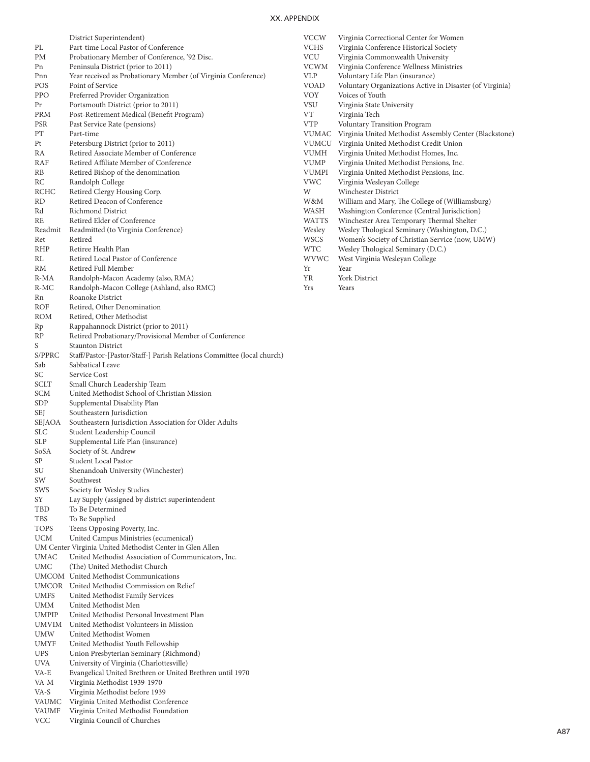District Superintendent)

| | |
|---|---|
| PL | Part-time Local Pastor of Conference |
| PM | Probationary Member of Conference, '92 Disc. |
| Pn | Peninsula District (prior to 2011) |
| Pnn | Year received as Probationary Member (of Virginia Conference) |
| POS | Point of Service |
| PPO | Preferred Provider Organization |
| Pr | Portsmouth District (prior to 2011) |
| PRM | Post-Retirement Medical (Benefit Program) |
| PSR | Past Service Rate (pensions) |
| PT | Part-time |
| Pt | Petersburg District (prior to 2011) |
| RA | Retired Associate Member of Conference |
| RAF | Retired Affiliate Member of Conference |
| RB | Retired Bishop of the denomination |
| RC | Randolph College |
| RCHC | Retired Clergy Housing Corp. |
| RD | Retired Deacon of Conference |
| Rd | Richmond District |
| RE | Retired Elder of Conference |
| Readmit | Readmitted (to Virginia Conference) |
| Ret | Retired |
| RHP | Retiree Health Plan |
| RL | Retired Local Pastor of Conference |
| RM | Retired Full Member |
| R-MA | Randolph-Macon Academy (also, RMA) |
| R-MC | Randolph-Macon College (Ashland, also RMC) |
| Rn | Roanoke District |
| ROF | Retired, Other Denomination |
| ROM | Retired, Other Methodist |
| Rp | Rappahannock District (prior to 2011) |
| RP | Retired Probationary/Provisional Member of Conference |
| S | Staunton District |
| S/PPRC | Staff/Pastor-[Pastor/Staff-] Parish Relations Committee (local church) |
| Sab | Sabbatical Leave |
| SC | Service Cost |
| SCLT | Small Church Leadership Team |
| SCM | United Methodist School of Christian Mission |
| SDP | Supplemental Disability Plan |
| SEJ | Southeastern Jurisdiction |
| SEJAOA | Southeastern Jurisdiction Association for Older Adults |
| SLC | Student Leadership Council |
| SLP | Supplemental Life Plan (insurance) |
| SoSA | Society of St. Andrew |
| SP | Student Local Pastor |
| SU | Shenandoah University (Winchester) |
| SW | Southwest |
| SWS | Society for Wesley Studies |
| SY | Lay Supply (assigned by district superintendent |
| TBD | To Be Determined |
| TBS | To Be Supplied |
| TOPS | Teens Opposing Poverty, Inc. |
| UCM | United Campus Ministries (ecumenical) |
| UM Center | Virginia United Methodist Center in Glen Allen |
| UMAC | United Methodist Association of Communicators, Inc. |
| UMC | (The) United Methodist Church |
| UMCOM | United Methodist Communications |
| UMCOR | United Methodist Commission on Relief |
| UMFS | United Methodist Family Services |
| UMM | United Methodist Men |
| UMPIP | United Methodist Personal Investment Plan |
| UMVIM | United Methodist Volunteers in Mission |
| UMW | United Methodist Women |
| UMYF | United Methodist Youth Fellowship |
| UPS | Union Presbyterian Seminary (Richmond) |
| UVA | University of Virginia (Charlottesville) |
| VA-E | Evangelical United Brethren or United Brethren until 1970 |
| VA-M | Virginia Methodist 1939-1970 |
| VA-S | Virginia Methodist before 1939 |
| VAUMC | Virginia United Methodist Conference |
| VAUMF | Virginia United Methodist Foundation |
| VCC | Virginia Council of Churches |
| VCCW | Virginia Correctional Center for Women |
| VCHS | Virginia Conference Historical Society |
| VCU | Virginia Commonwealth University |
| VCWM | Virginia Conference Wellness Ministries |
| VLP | Voluntary Life Plan (insurance) |
| VOAD | Voluntary Organizations Active in Disaster (of Virginia) |
| VOY | Voices of Youth |
| VSU | Virginia State University |
| VT | Virginia Tech |
| VTP | Voluntary Transition Program |
| VUMAC | Virginia United Methodist Assembly Center (Blackstone) |
| VUMCU | Virginia United Methodist Credit Union |
| VUMH | Virginia United Methodist Homes, Inc. |
| VUMP | Virginia United Methodist Pensions, Inc. |
| VUMPI | Virginia United Methodist Pensions, Inc. |
| VWC | Virginia Wesleyan College |
| W | Winchester District |
| W&M | William and Mary, The College of (Williamsburg) |
| WASH | Washington Conference (Central Jurisdiction) |
| WATTS | Winchester Area Temporary Thermal Shelter |
| Wesley | Wesley Thological Seminary (Washington, D.C.) |
| WSCS | Women's Society of Christian Service (now, UMW) |
| WTC | Wesley Thological Seminary (D.C.) |
| WVWC | West Virginia Wesleyan College |
| Yr | Year |
| YR | York District |
| Yrs | Years |